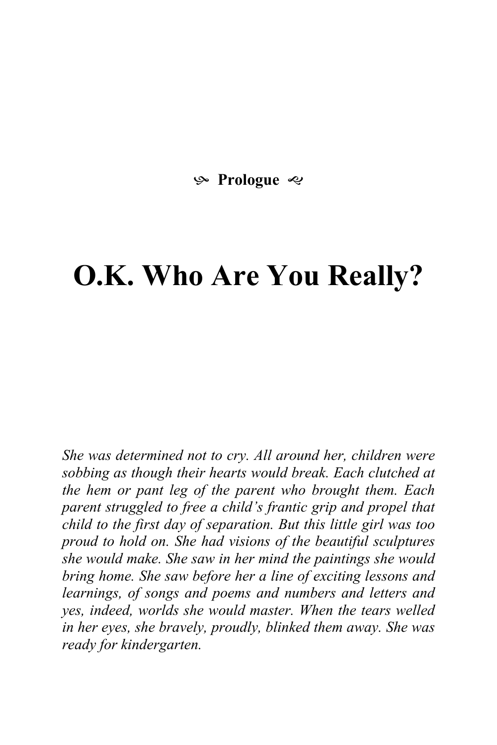## Prologue

# O.K. Who Are You Really?

*She was determined not to cry. All around her, children were sobbing as though their hearts would break. Each clutched at the hem or pant leg of the parent who brought them. Each parent struggled to free a child's frantic grip and propel that child to the first day of separation. But this little girl was too proud to hold on. She had visions of the beautiful sculptures she would make. She saw in her mind the paintings she would bring home. She saw before her a line of exciting lessons and learnings, of songs and poems and numbers and letters and yes, indeed, worlds she would master. When the tears welled in her eyes, she bravely, proudly, blinked them away. She was ready for kindergarten.*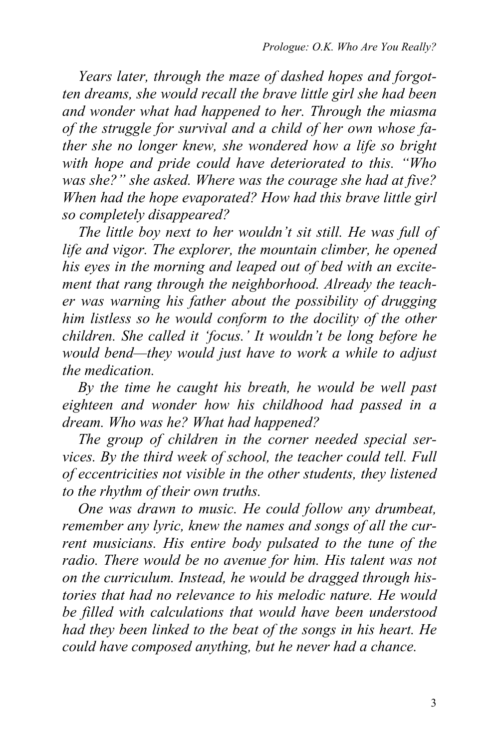*Years later, through the maze of dashed hopes and forgotten dreams, she would recall the brave little girl she had been and wonder what had happened to her. Through the miasma of the struggle for survival and a child of her own whose father she no longer knew, she wondered how a life so bright with hope and pride could have deteriorated to this. "Who was she?" she asked. Where was the courage she had at five? When had the hope evaporated? How had this brave little girl so completely disappeared?*

*The little boy next to her wouldn't sit still. He was full of life and vigor. The explorer, the mountain climber, he opened his eyes in the morning and leaped out of bed with an excitement that rang through the neighborhood. Already the teacher was warning his father about the possibility of drugging him listless so he would conform to the docility of the other children. She called it 'focus.' It wouldn't be long before he would bend—they would just have to work a while to adjust the medication.*

*By the time he caught his breath, he would be well past eighteen and wonder how his childhood had passed in a dream. Who was he? What had happened?*

*The group of children in the corner needed special services. By the third week of school, the teacher could tell. Full of eccentricities not visible in the other students, they listened to the rhythm of their own truths.*

*One was drawn to music. He could follow any drumbeat, remember any lyric, knew the names and songs of all the current musicians. His entire body pulsated to the tune of the radio. There would be no avenue for him. His talent was not on the curriculum. Instead, he would be dragged through histories that had no relevance to his melodic nature. He would be filled with calculations that would have been understood had they been linked to the beat of the songs in his heart. He could have composed anything, but he never had a chance.*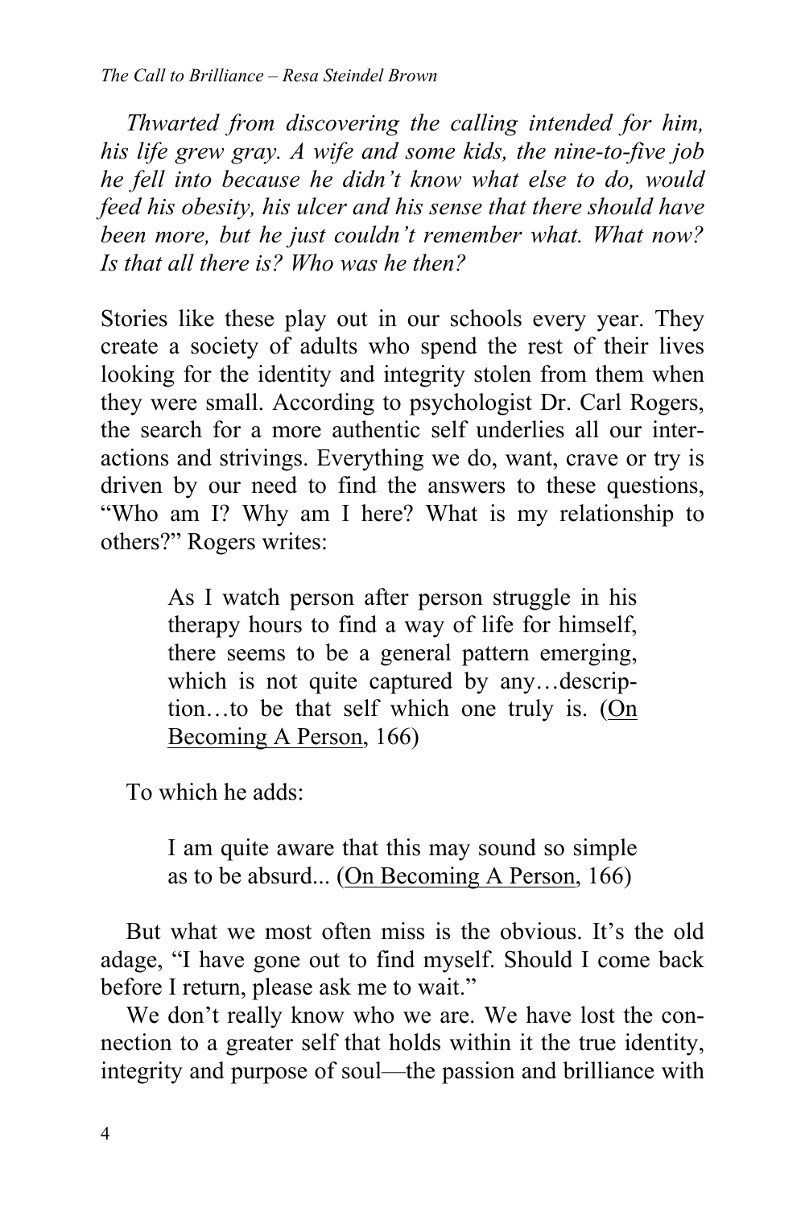*Thwarted from discovering the calling intended for him, his life grew gray. A wife and some kids, the nine-to-five job he fell into because he didn't know what else to do, would feed his obesity, his ulcer and his sense that there should have been more, but he just couldn't remember what. What now? Is that all there is? Who was he then?*

Stories like these play out in our schools every year. They create a society of adults who spend the rest of their lives looking for the identity and integrity stolen from them when they were small. According to psychologist Dr. Carl Rogers, the search for a more authentic self underlies all our interactions and strivings. Everything we do, want, crave or try is driven by our need to find the answers to these questions, "Who am I? Why am I here? What is my relationship to others?" Rogers writes:

> As I watch person after person struggle in his therapy hours to find a way of life for himself, there seems to be a general pattern emerging, which is not quite captured by any…description…to be that self which one truly is. (On Becoming A Person, 166)

To which he adds:

> I am quite aware that this may sound so simple as to be absurd... (On Becoming A Person, 166)

But what we most often miss is the obvious. It's the old adage, "I have gone out to find myself. Should I come back before I return, please ask me to wait."

We don't really know who we are. We have lost the connection to a greater self that holds within it the true identity, integrity and purpose of soul—the passion and brilliance with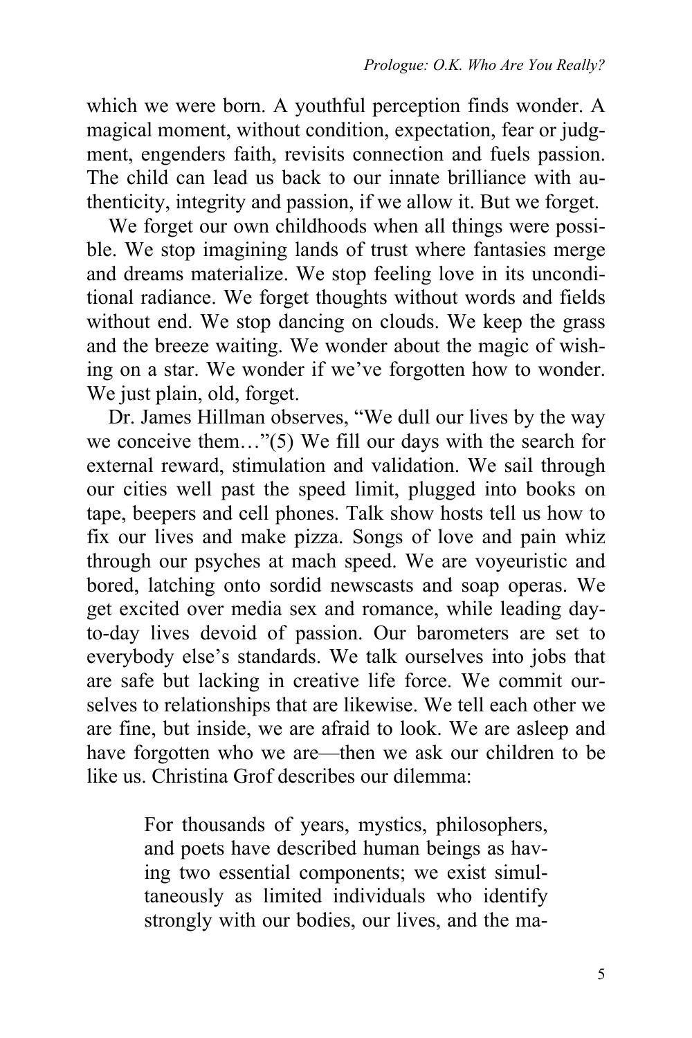which we were born. A youthful perception finds wonder. A magical moment, without condition, expectation, fear or judgment, engenders faith, revisits connection and fuels passion. The child can lead us back to our innate brilliance with authenticity, integrity and passion, if we allow it. But we forget.

We forget our own childhoods when all things were possible. We stop imagining lands of trust where fantasies merge and dreams materialize. We stop feeling love in its unconditional radiance. We forget thoughts without words and fields without end. We stop dancing on clouds. We keep the grass and the breeze waiting. We wonder about the magic of wishing on a star. We wonder if we've forgotten how to wonder. We just plain, old, forget.

Dr. James Hillman observes, "We dull our lives by the way we conceive them…"(5) We fill our days with the search for external reward, stimulation and validation. We sail through our cities well past the speed limit, plugged into books on tape, beepers and cell phones. Talk show hosts tell us how to fix our lives and make pizza. Songs of love and pain whiz through our psyches at mach speed. We are voyeuristic and bored, latching onto sordid newscasts and soap operas. We get excited over media sex and romance, while leading day-to-day lives devoid of passion. Our barometers are set to everybody else's standards. We talk ourselves into jobs that are safe but lacking in creative life force. We commit ourselves to relationships that are likewise. We tell each other we are fine, but inside, we are afraid to look. We are asleep and have forgotten who we are—then we ask our children to be like us. Christina Grof describes our dilemma:

> For thousands of years, mystics, philosophers, and poets have described human beings as having two essential components; we exist simultaneously as limited individuals who identify strongly with our bodies, our lives, and the ma-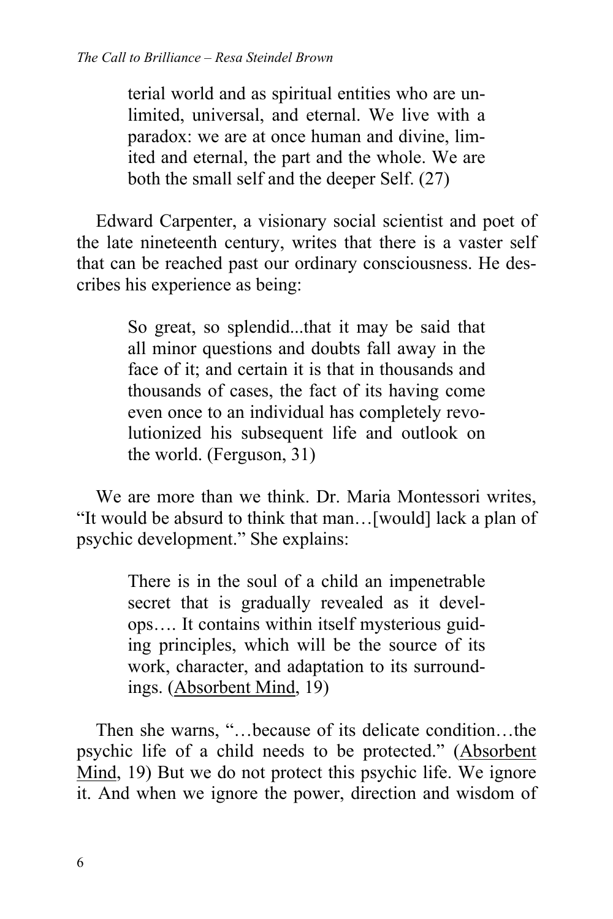> terial world and as spiritual entities who are unlimited, universal, and eternal. We live with a paradox: we are at once human and divine, limited and eternal, the part and the whole. We are both the small self and the deeper Self. (27)

Edward Carpenter, a visionary social scientist and poet of the late nineteenth century, writes that there is a vaster self that can be reached past our ordinary consciousness. He describes his experience as being:

> So great, so splendid...that it may be said that all minor questions and doubts fall away in the face of it; and certain it is that in thousands and thousands of cases, the fact of its having come even once to an individual has completely revolutionized his subsequent life and outlook on the world. (Ferguson, 31)

We are more than we think. Dr. Maria Montessori writes, "It would be absurd to think that man…[would] lack a plan of psychic development." She explains:

> There is in the soul of a child an impenetrable secret that is gradually revealed as it develops…. It contains within itself mysterious guiding principles, which will be the source of its work, character, and adaptation to its surroundings. (<u>Absorbent Mind</u>, 19)

Then she warns, "…because of its delicate condition…the psychic life of a child needs to be protected." (<u>Absorbent Mind</u>, 19) But we do not protect this psychic life. We ignore it. And when we ignore the power, direction and wisdom of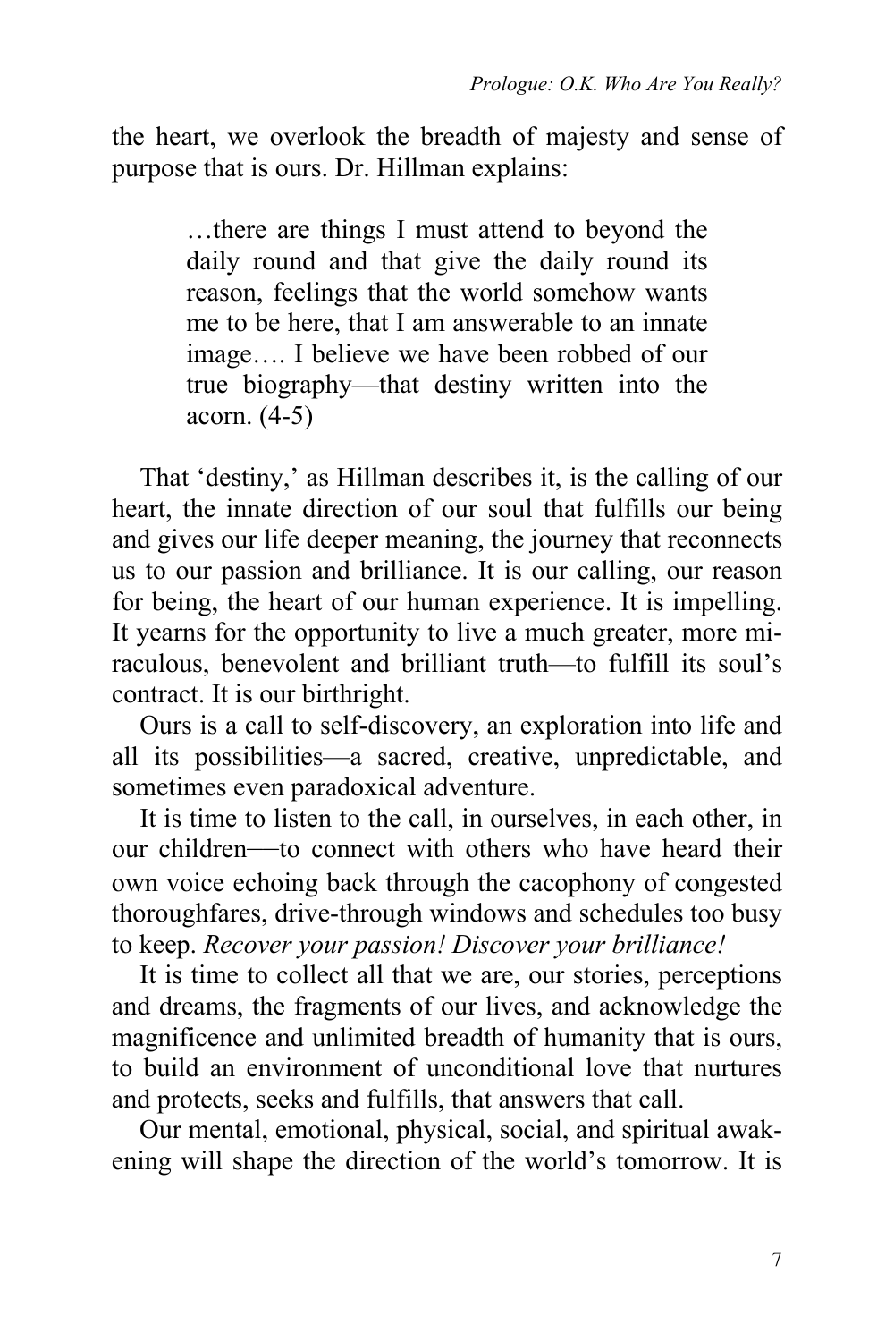the heart, we overlook the breadth of majesty and sense of purpose that is ours. Dr. Hillman explains:

> …there are things I must attend to beyond the daily round and that give the daily round its reason, feelings that the world somehow wants me to be here, that I am answerable to an innate image…. I believe we have been robbed of our true biography—that destiny written into the acorn. (4-5)

That 'destiny,' as Hillman describes it, is the calling of our heart, the innate direction of our soul that fulfills our being and gives our life deeper meaning, the journey that reconnects us to our passion and brilliance. It is our calling, our reason for being, the heart of our human experience. It is impelling. It yearns for the opportunity to live a much greater, more miraculous, benevolent and brilliant truth—to fulfill its soul's contract. It is our birthright.

Ours is a call to self-discovery, an exploration into life and all its possibilities—a sacred, creative, unpredictable, and sometimes even paradoxical adventure.

It is time to listen to the call, in ourselves, in each other, in our children—to connect with others who have heard their own voice echoing back through the cacophony of congested thoroughfares, drive-through windows and schedules too busy to keep. *Recover your passion! Discover your brilliance!*

It is time to collect all that we are, our stories, perceptions and dreams, the fragments of our lives, and acknowledge the magnificence and unlimited breadth of humanity that is ours, to build an environment of unconditional love that nurtures and protects, seeks and fulfills, that answers that call.

Our mental, emotional, physical, social, and spiritual awakening will shape the direction of the world's tomorrow. It is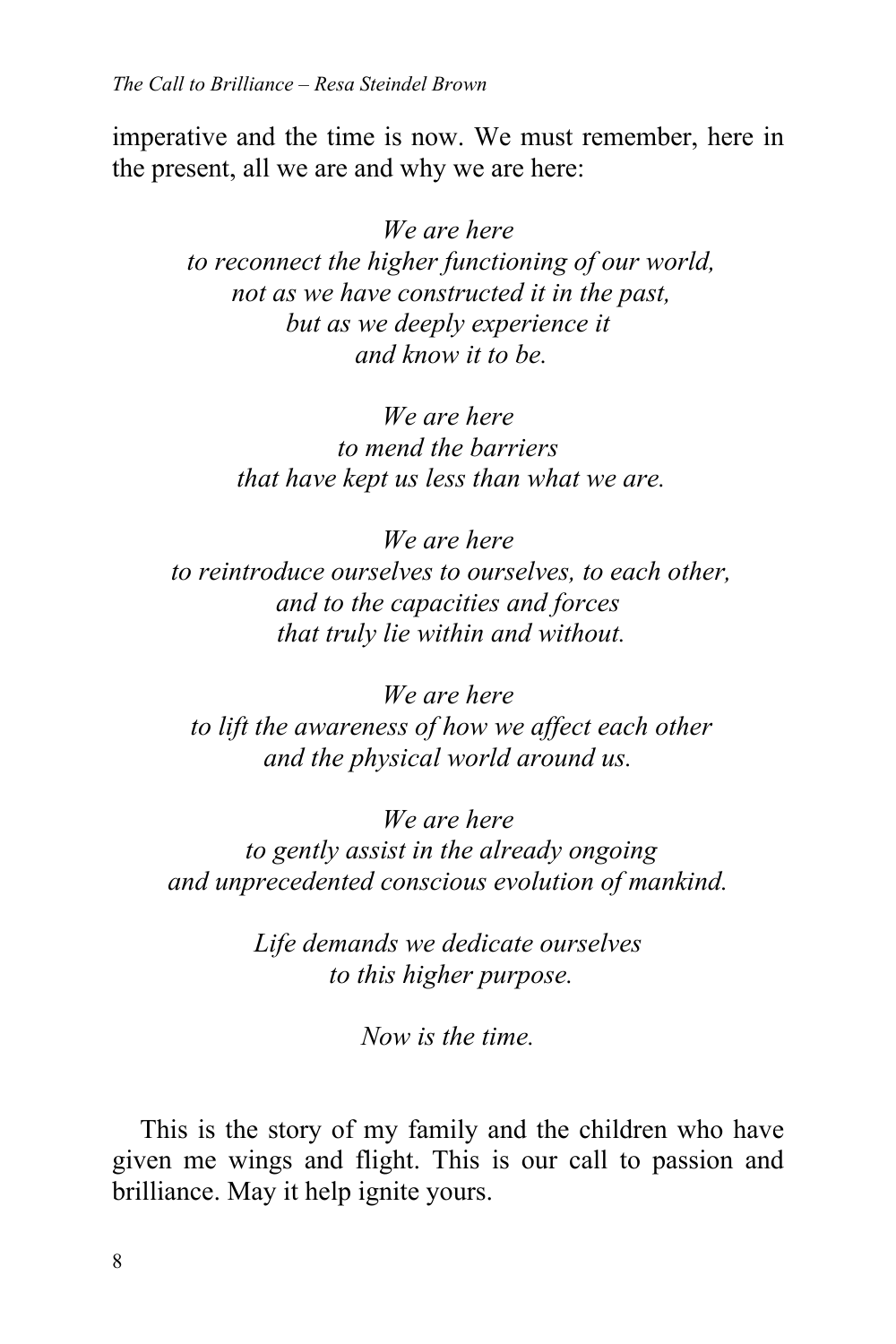imperative and the time is now. We must remember, here in the present, all we are and why we are here:

*We are here*
*to reconnect the higher functioning of our world,*
*not as we have constructed it in the past,*
*but as we deeply experience it*
*and know it to be.*

*We are here*
*to mend the barriers*
*that have kept us less than what we are.*

*We are here*
*to reintroduce ourselves to ourselves, to each other,*
*and to the capacities and forces*
*that truly lie within and without.*

*We are here*
*to lift the awareness of how we affect each other*
*and the physical world around us.*

*We are here*
*to gently assist in the already ongoing*
*and unprecedented conscious evolution of mankind.*

*Life demands we dedicate ourselves*
*to this higher purpose.*

*Now is the time.*

This is the story of my family and the children who have given me wings and flight. This is our call to passion and brilliance. May it help ignite yours.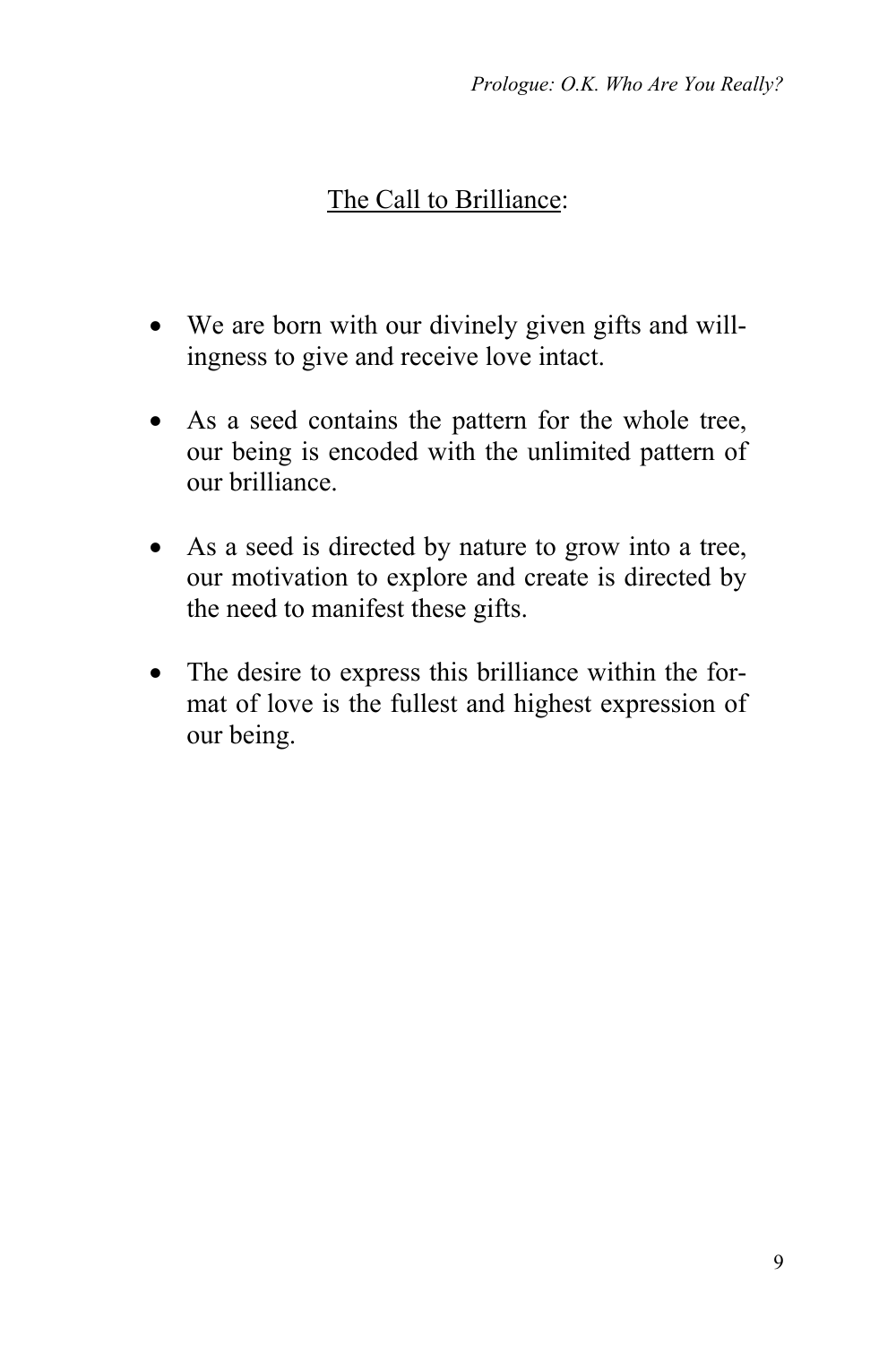## <u>The Call to Brilliance</u>:

- We are born with our divinely given gifts and willingness to give and receive love intact.

- As a seed contains the pattern for the whole tree, our being is encoded with the unlimited pattern of our brilliance.

- As a seed is directed by nature to grow into a tree, our motivation to explore and create is directed by the need to manifest these gifts.

- The desire to express this brilliance within the format of love is the fullest and highest expression of our being.